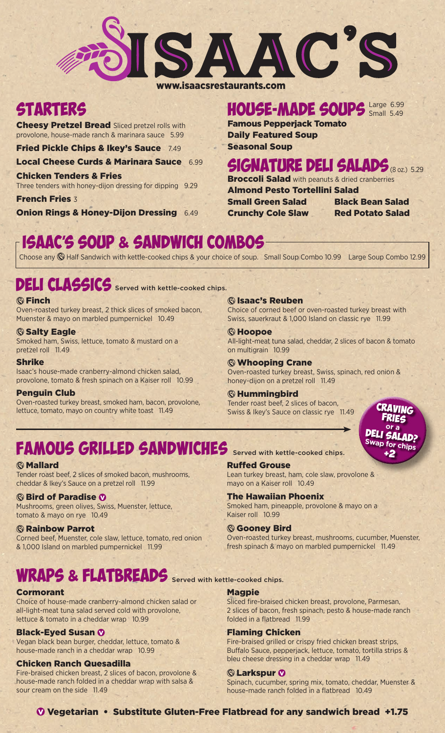# ISAAC'S

www.isaacsrestaurants.com

## STARTERS

**Cheesy Pretzel Bread** Sliced pretzel rolls with provolone, house-made ranch & marinara sauce 5.99

**Fried Pickle Chips & Ikey's Sauce** 7.49

**Local Cheese Curds & Marinara Sauce** 6.99

**Chicken Tenders & Fries**
Three tenders with honey-dijon dressing for dipping 9.29

**French Fries** 3

**Onion Rings & Honey-Dijon Dressing** 6.49

## HOUSE-MADE SOUPS

Large 6.99
Small 5.49

**Famous Pepperjack Tomato**

**Daily Featured Soup**

**Seasonal Soup**

## SIGNATURE DELI SALADS (8 oz.) 5.29

**Broccoli Salad** with peanuts & dried cranberries

**Almond Pesto Tortellini Salad**

**Small Green Salad**

**Black Bean Salad**

**Crunchy Cole Slaw**

**Red Potato Salad**

## ISAAC'S SOUP & SANDWICH COMBOS

Choose any Ⓢ Half Sandwich with kettle-cooked chips & your choice of soup. Small Soup Combo 10.99 Large Soup Combo 12.99

## DELI CLASSICS Served with kettle-cooked chips.

**Ⓢ Finch**
Oven-roasted turkey breast, 2 thick slices of smoked bacon, Muenster & mayo on marbled pumpernickel 10.49

**Ⓢ Salty Eagle**
Smoked ham, Swiss, lettuce, tomato & mustard on a pretzel roll 11.49

**Shrike**
Isaac's house-made cranberry-almond chicken salad, provolone, tomato & fresh spinach on a Kaiser roll 10.99

**Penguin Club**
Oven-roasted turkey breast, smoked ham, bacon, provolone, lettuce, tomato, mayo on country white toast 11.49

**Ⓢ Isaac's Reuben**
Choice of corned beef or oven-roasted turkey breast with Swiss, sauerkraut & 1,000 Island on classic rye 11.99

**Ⓢ Hoopoe**
All-light-meat tuna salad, cheddar, 2 slices of bacon & tomato on multigrain 10.99

**Ⓢ Whooping Crane**
Oven-roasted turkey breast, Swiss, spinach, red onion & honey-dijon on a pretzel roll 11.49

**Ⓢ Hummingbird**
Tender roast beef, 2 slices of bacon, Swiss & Ikey's Sauce on classic rye 11.49

**CRAVING FRIES or a DELI SALAD? Swap for chips +2**

## FAMOUS GRILLED SANDWICHES Served with kettle-cooked chips.

**Ⓢ Mallard**
Tender roast beef, 2 slices of smoked bacon, mushrooms, cheddar & Ikey's Sauce on a pretzel roll 11.99

**Ⓢ Bird of Paradise Ⓥ**
Mushrooms, green olives, Swiss, Muenster, lettuce, tomato & mayo on rye 10.49

**Ⓢ Rainbow Parrot**
Corned beef, Muenster, cole slaw, lettuce, tomato, red onion & 1,000 Island on marbled pumpernickel 11.99

**Ruffed Grouse**
Lean turkey breast, ham, cole slaw, provolone & mayo on a Kaiser roll 10.49

**The Hawaiian Phoenix**
Smoked ham, pineapple, provolone & mayo on a Kaiser roll 10.99

**Ⓢ Gooney Bird**
Oven-roasted turkey breast, mushrooms, cucumber, Muenster, fresh spinach & mayo on marbled pumpernickel 11.49

## WRAPS & FLATBREADS Served with kettle-cooked chips.

**Cormorant**
Choice of house-made cranberry-almond chicken salad or all-light-meat tuna salad served cold with provolone, lettuce & tomato in a cheddar wrap 10.99

**Black-Eyed Susan Ⓥ**
Vegan black bean burger, cheddar, lettuce, tomato & house-made ranch in a cheddar wrap 10.99

**Chicken Ranch Quesadilla**
Fire-braised chicken breast, 2 slices of bacon, provolone & house-made ranch folded in a cheddar wrap with salsa & sour cream on the side 11.49

**Magpie**
Sliced fire-braised chicken breast, provolone, Parmesan, 2 slices of bacon, fresh spinach, pesto & house-made ranch folded in a flatbread 11.99

**Flaming Chicken**
Fire-braised grilled or crispy fried chicken breast strips, Buffalo Sauce, pepperjack, lettuce, tomato, tortilla strips & bleu cheese dressing in a cheddar wrap 11.49

**Ⓢ Larkspur Ⓥ**
Spinach, cucumber, spring mix, tomato, cheddar, Muenster & house-made ranch folded in a flatbread 10.49

Ⓥ Vegetarian • Substitute Gluten-Free Flatbread for any sandwich bread +1.75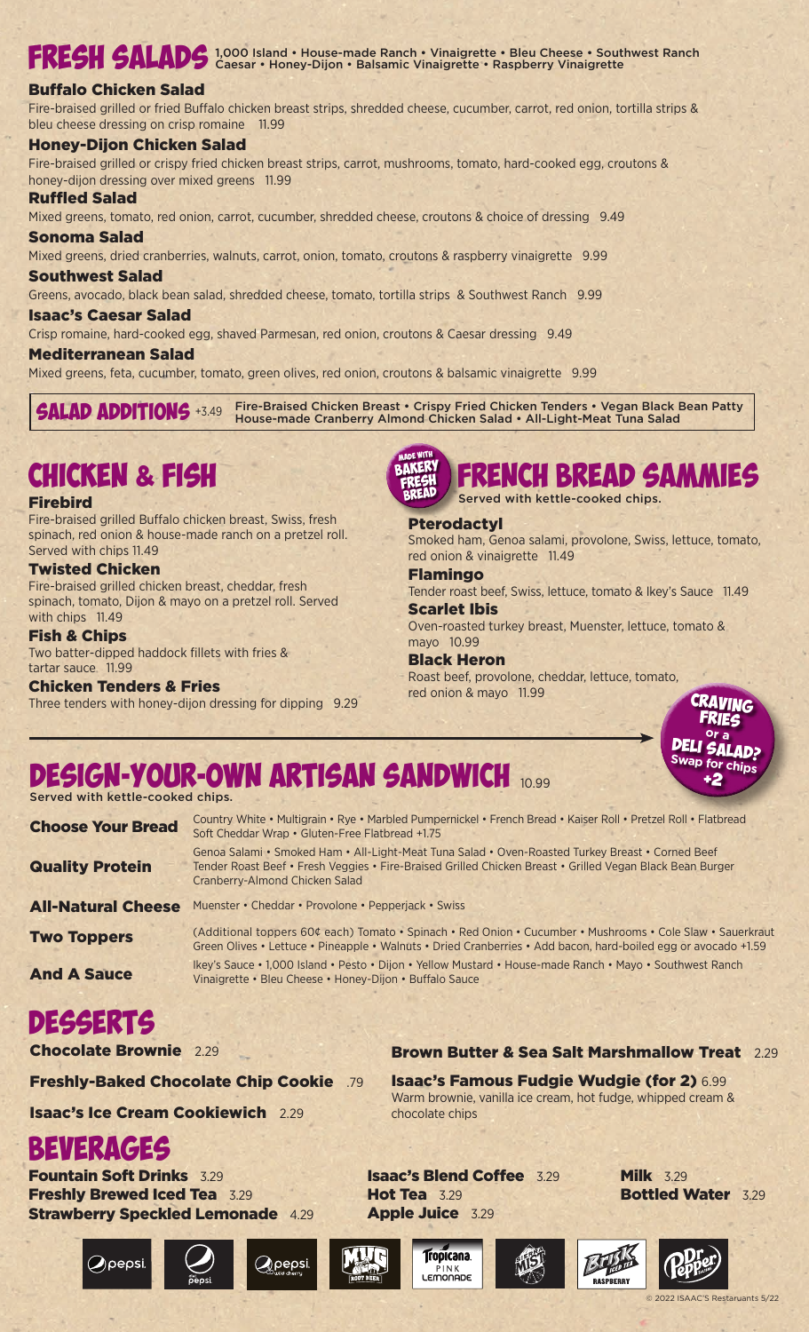# FRESH SALADS

1,000 Island • House-made Ranch • Vinaigrette • Bleu Cheese • Southwest Ranch
Caesar • Honey-Dijon • Balsamic Vinaigrette • Raspberry Vinaigrette

### Buffalo Chicken Salad

Fire-braised grilled or fried Buffalo chicken breast strips, shredded cheese, cucumber, carrot, red onion, tortilla strips & bleu cheese dressing on crisp romaine 11.99

### Honey-Dijon Chicken Salad

Fire-braised grilled or crispy fried chicken breast strips, carrot, mushrooms, tomato, hard-cooked egg, croutons & honey-dijon dressing over mixed greens 11.99

### Ruffled Salad

Mixed greens, tomato, red onion, carrot, cucumber, shredded cheese, croutons & choice of dressing 9.49

### Sonoma Salad

Mixed greens, dried cranberries, walnuts, carrot, onion, tomato, croutons & raspberry vinaigrette 9.99

### Southwest Salad

Greens, avocado, black bean salad, shredded cheese, tomato, tortilla strips & Southwest Ranch 9.99

### Isaac's Caesar Salad

Crisp romaine, hard-cooked egg, shaved Parmesan, red onion, croutons & Caesar dressing 9.49

### Mediterranean Salad

Mixed greens, feta, cucumber, tomato, green olives, red onion, croutons & balsamic vinaigrette 9.99

**SALAD ADDITIONS** +3.49 Fire-Braised Chicken Breast • Crispy Fried Chicken Tenders • Vegan Black Bean Patty House-made Cranberry Almond Chicken Salad • All-Light-Meat Tuna Salad

# CHICKEN & FISH

### Firebird

Fire-braised grilled Buffalo chicken breast, Swiss, fresh spinach, red onion & house-made ranch on a pretzel roll. Served with chips 11.49

### Twisted Chicken

Fire-braised grilled chicken breast, cheddar, fresh spinach, tomato, Dijon & mayo on a pretzel roll. Served with chips 11.49

### Fish & Chips

Two batter-dipped haddock fillets with fries & tartar sauce 11.99

### Chicken Tenders & Fries

Three tenders with honey-dijon dressing for dipping 9.29

# FRENCH BREAD SAMMIES

MADE WITH BAKERY FRESH BREAD

Served with kettle-cooked chips.

### Pterodactyl

Smoked ham, Genoa salami, provolone, Swiss, lettuce, tomato, red onion & vinaigrette 11.49

### Flamingo

Tender roast beef, Swiss, lettuce, tomato & Ikey's Sauce 11.49

### Scarlet Ibis

Oven-roasted turkey breast, Muenster, lettuce, tomato & mayo 10.99

### Black Heron

Roast beef, provolone, cheddar, lettuce, tomato, red onion & mayo 11.99

CRAVING FRIES or a DELI SALAD? Swap for chips +2

# DESIGN-YOUR-OWN ARTISAN SANDWICH 10.99

Served with kettle-cooked chips.

| | |
|---|---|
| **Choose Your Bread** | Country White • Multigrain • Rye • Marbled Pumpernickel • French Bread • Kaiser Roll • Pretzel Roll • Flatbread Soft Cheddar Wrap • Gluten-Free Flatbread +1.75 |
| **Quality Protein** | Genoa Salami • Smoked Ham • All-Light-Meat Tuna Salad • Oven-Roasted Turkey Breast • Corned Beef Tender Roast Beef • Fresh Veggies • Fire-Braised Grilled Chicken Breast • Grilled Vegan Black Bean Burger Cranberry-Almond Chicken Salad |
| **All-Natural Cheese** | Muenster • Cheddar • Provolone • Pepperjack • Swiss |
| **Two Toppers** | (Additional toppers 60¢ each) Tomato • Spinach • Red Onion • Cucumber • Mushrooms • Cole Slaw • Sauerkraut Green Olives • Lettuce • Pineapple • Walnuts • Dried Cranberries • Add bacon, hard-boiled egg or avocado +1.59 |
| **And A Sauce** | Ikey's Sauce • 1,000 Island • Pesto • Dijon • Yellow Mustard • House-made Ranch • Mayo • Southwest Ranch Vinaigrette • Bleu Cheese • Honey-Dijon • Buffalo Sauce |

# DESSERTS

**Chocolate Brownie** 2.29

**Freshly-Baked Chocolate Chip Cookie** .79

**Isaac's Ice Cream Cookiewich** 2.29

**Brown Butter & Sea Salt Marshmallow Treat** 2.29

**Isaac's Famous Fudgie Wudgie (for 2)** 6.99
Warm brownie, vanilla ice cream, hot fudge, whipped cream & chocolate chips

# BEVERAGES

**Fountain Soft Drinks** 3.29
**Freshly Brewed Iced Tea** 3.29
**Strawberry Speckled Lemonade** 4.29

**Isaac's Blend Coffee** 3.29
**Hot Tea** 3.29
**Apple Juice** 3.29

**Milk** 3.29
**Bottled Water** 3.29

© 2022 ISAAC'S Restaurants 5/22